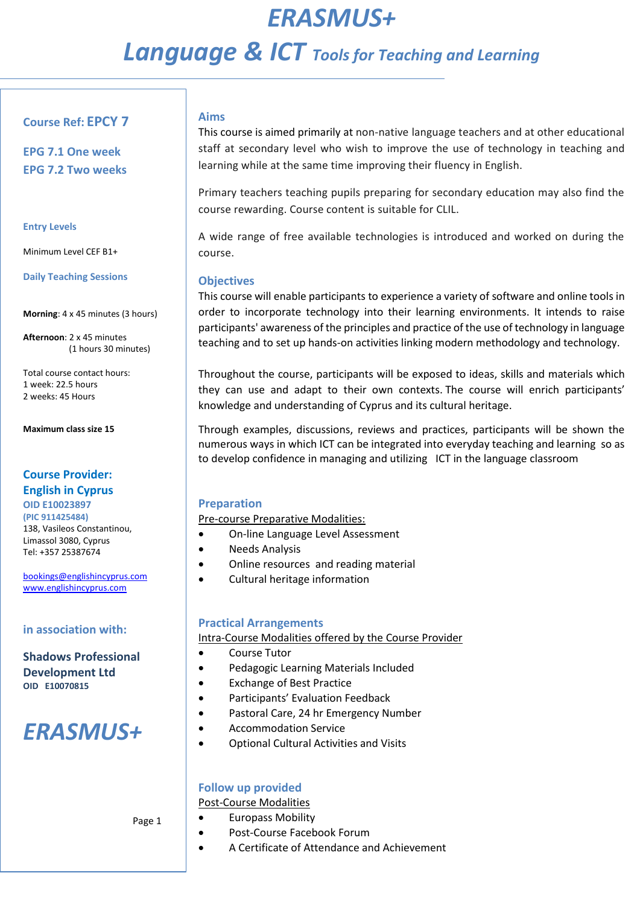# ERASMUS+

## Language & ICT *Tools for Teaching and Learning*

**Course Ref: EPCY 7**

**EPG 7.1 One week**
**EPG 7.2 Two weeks**

**Entry Levels**

Minimum Level CEF B1+

**Daily Teaching Sessions**

**Morning**: 4 x 45 minutes (3 hours)

**Afternoon**: 2 x 45 minutes (1 hours 30 minutes)

Total course contact hours:
1 week: 22.5 hours
2 weeks: 45 Hours

**Maximum class size 15**

**Course Provider:**
**English in Cyprus**
**OID E10023897**
**(PIC 911425484)**
138, Vasileos Constantinou,
Limassol 3080, Cyprus
Tel: +357 25387674

bookings@englishincyprus.com
www.englishincyprus.com

**in association with:**

**Shadows Professional Development Ltd**
**OID E10070815**

***ERASMUS+***

### Aims

This course is aimed primarily at non-native language teachers and at other educational staff at secondary level who wish to improve the use of technology in teaching and learning while at the same time improving their fluency in English.

Primary teachers teaching pupils preparing for secondary education may also find the course rewarding. Course content is suitable for CLIL.

A wide range of free available technologies is introduced and worked on during the course.

### Objectives

This course will enable participants to experience a variety of software and online tools in order to incorporate technology into their learning environments. It intends to raise participants' awareness of the principles and practice of the use of technology in language teaching and to set up hands-on activities linking modern methodology and technology.

Throughout the course, participants will be exposed to ideas, skills and materials which they can use and adapt to their own contexts. The course will enrich participants' knowledge and understanding of Cyprus and its cultural heritage.

Through examples, discussions, reviews and practices, participants will be shown the numerous ways in which ICT can be integrated into everyday teaching and learning so as to develop confidence in managing and utilizing ICT in the language classroom

### Preparation

Pre-course Preparative Modalities:

- On-line Language Level Assessment
- Needs Analysis
- Online resources and reading material
- Cultural heritage information

### Practical Arrangements

Intra-Course Modalities offered by the Course Provider

- Course Tutor
- Pedagogic Learning Materials Included
- Exchange of Best Practice
- Participants' Evaluation Feedback
- Pastoral Care, 24 hr Emergency Number
- Accommodation Service
- Optional Cultural Activities and Visits

### Follow up provided

Post-Course Modalities

- Europass Mobility
- Post-Course Facebook Forum
- A Certificate of Attendance and Achievement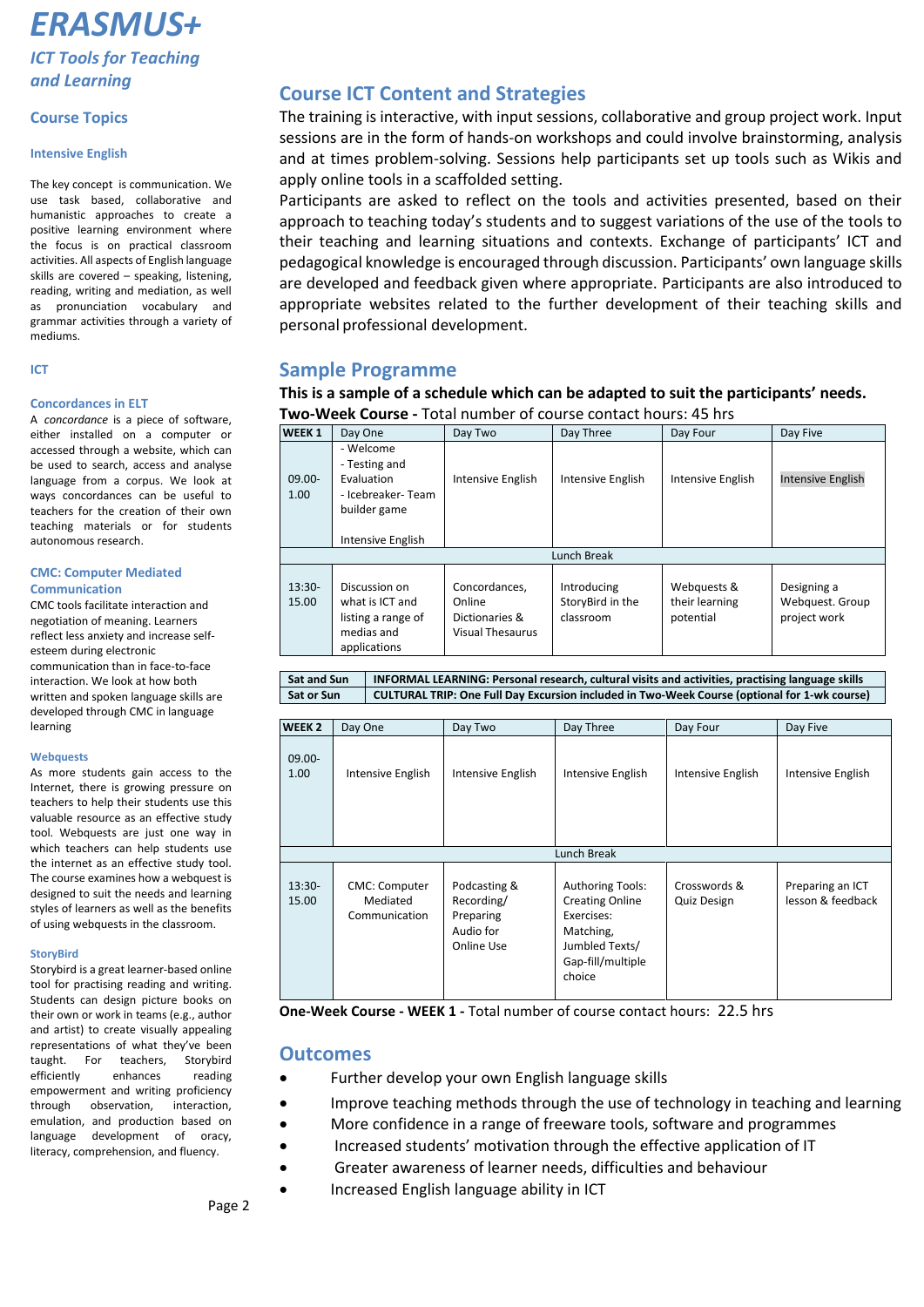# ERASMUS+

## ICT Tools for Teaching and Learning

### Course Topics

#### Intensive English

The key concept is communication. We use task based, collaborative and humanistic approaches to create a positive learning environment where the focus is on practical classroom activities. All aspects of English language skills are covered – speaking, listening, reading, writing and mediation, as well as pronunciation vocabulary and grammar activities through a variety of mediums.

#### ICT

#### Concordances in ELT

A *concordance* is a piece of software, either installed on a computer or accessed through a website, which can be used to search, access and analyse language from a corpus. We look at ways concordances can be useful to teachers for the creation of their own teaching materials or for students autonomous research.

#### CMC: Computer Mediated Communication

CMC tools facilitate interaction and negotiation of meaning. Learners reflect less anxiety and increase self-esteem during electronic communication than in face-to-face interaction. We look at how both written and spoken language skills are developed through CMC in language learning

#### Webquests

As more students gain access to the Internet, there is growing pressure on teachers to help their students use this valuable resource as an effective study tool. Webquests are just one way in which teachers can help students use the internet as an effective study tool. The course examines how a webquest is designed to suit the needs and learning styles of learners as well as the benefits of using webquests in the classroom.

#### StoryBird

Storybird is a great learner-based online tool for practising reading and writing. Students can design picture books on their own or work in teams (e.g., author and artist) to create visually appealing representations of what they've been taught. For teachers, Storybird efficiently enhances reading empowerment and writing proficiency through observation, interaction, emulation, and production based on language development of oracy, literacy, comprehension, and fluency.

## Course ICT Content and Strategies

The training is interactive, with input sessions, collaborative and group project work. Input sessions are in the form of hands-on workshops and could involve brainstorming, analysis and at times problem-solving. Sessions help participants set up tools such as Wikis and apply online tools in a scaffolded setting.

Participants are asked to reflect on the tools and activities presented, based on their approach to teaching today's students and to suggest variations of the use of the tools to their teaching and learning situations and contexts. Exchange of participants' ICT and pedagogical knowledge is encouraged through discussion. Participants' own language skills are developed and feedback given where appropriate. Participants are also introduced to appropriate websites related to the further development of their teaching skills and personal professional development.

## Sample Programme

**This is a sample of a schedule which can be adapted to suit the participants' needs.**

**Two-Week Course -** Total number of course contact hours: 45 hrs

| WEEK 1 | Day One | Day Two | Day Three | Day Four | Day Five |
|---|---|---|---|---|---|
| 09.00-1.00 | - Welcome<br>- Testing and Evaluation<br>- Icebreaker- Team builder game<br><br>Intensive English | Intensive English | Intensive English | Intensive English | Intensive English |
| | | | Lunch Break | | |
| 13:30-15.00 | Discussion on what is ICT and listing a range of medias and applications | Concordances, Online Dictionaries & Visual Thesaurus | Introducing StoryBird in the classroom | Webquests & their learning potential | Designing a Webquest. Group project work |

| | |
|---|---|
| **Sat and Sun** | **INFORMAL LEARNING: Personal research, cultural visits and activities, practising language skills** |
| **Sat or Sun** | **CULTURAL TRIP: One Full Day Excursion included in Two-Week Course (optional for 1-wk course)** |

| WEEK 2 | Day One | Day Two | Day Three | Day Four | Day Five |
|---|---|---|---|---|---|
| 09.00-1.00 | Intensive English | Intensive English | Intensive English | Intensive English | Intensive English |
| | | | Lunch Break | | |
| 13:30-15.00 | CMC: Computer Mediated Communication | Podcasting & Recording/ Preparing Audio for Online Use | Authoring Tools: Creating Online Exercises: Matching, Jumbled Texts/ Gap-fill/multiple choice | Crosswords & Quiz Design | Preparing an ICT lesson & feedback |

**One-Week Course - WEEK 1 -** Total number of course contact hours: 22.5 hrs

## Outcomes

- Further develop your own English language skills
- Improve teaching methods through the use of technology in teaching and learning
- More confidence in a range of freeware tools, software and programmes
- Increased students' motivation through the effective application of IT
- Greater awareness of learner needs, difficulties and behaviour
- Increased English language ability in ICT